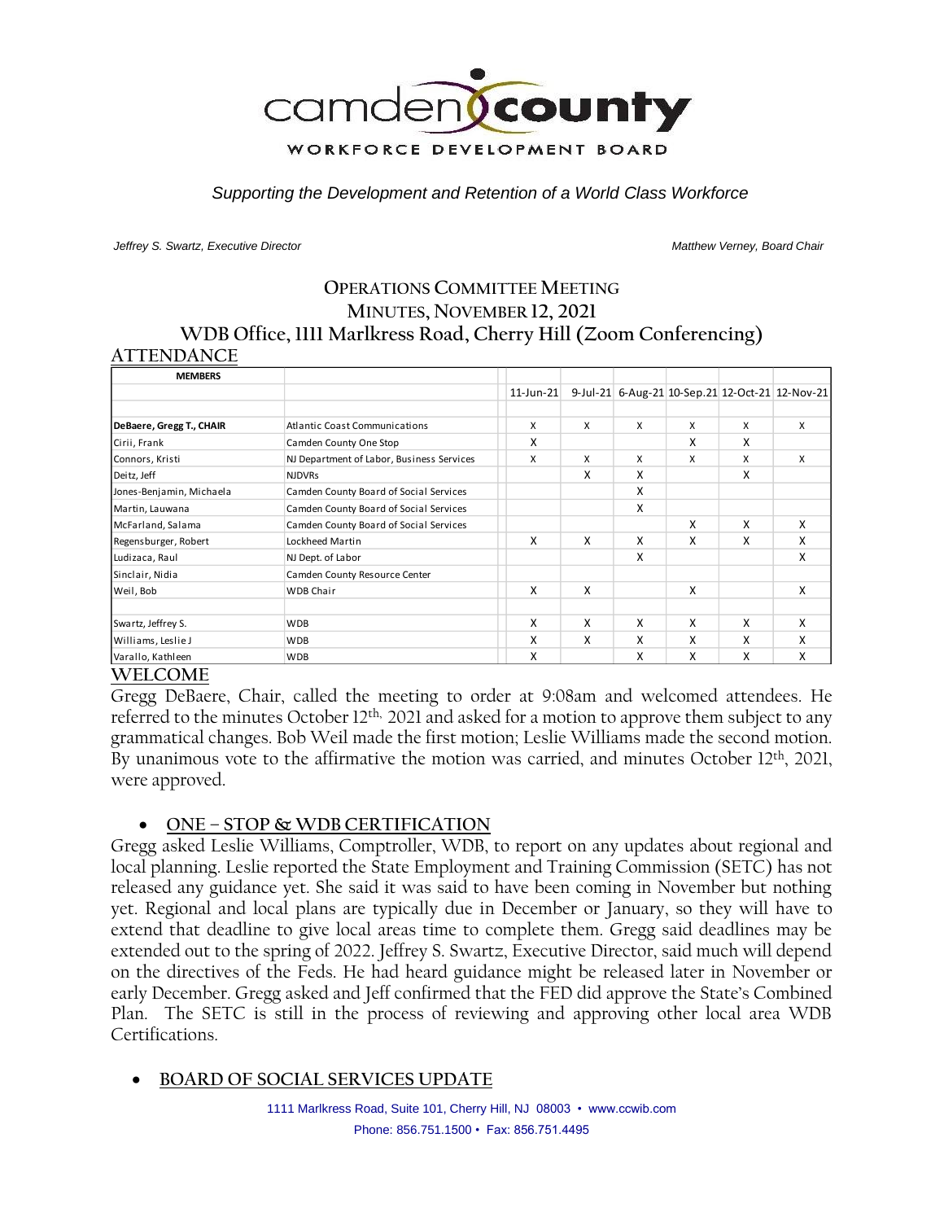camden county

WORKFORCE DEVELOPMENT BOARD

*Supporting the Development and Retention of a World Class Workforce*

*Jeffrey S. Swartz, Executive Director* *Matthew Verney, Board Chair*

# OPERATIONS COMMITTEE MEETING
## MINUTES, NOVEMBER 12, 2021
## WDB Office, 1111 Marlkress Road, Cherry Hill (Zoom Conferencing)

## ATTENDANCE

| MEMBERS | | 11-Jun-21 | 9-Jul-21 | 6-Aug-21 | 10-Sep.21 | 12-Oct-21 | 12-Nov-21 |
|---|---|---|---|---|---|---|---|
| **DeBaere, Gregg T., CHAIR** | Atlantic Coast Communications | X | X | X | X | X | X |
| Cirii, Frank | Camden County One Stop | X | | | X | X | |
| Connors, Kristi | NJ Department of Labor, Business Services | X | X | X | X | X | X |
| Deitz, Jeff | NJDVRs | | X | X | | X | |
| Jones-Benjamin, Michaela | Camden County Board of Social Services | | | X | | | |
| Martin, Lauwana | Camden County Board of Social Services | | | X | | | |
| McFarland, Salama | Camden County Board of Social Services | | | | X | X | X |
| Regensburger, Robert | Lockheed Martin | X | X | X | X | X | X |
| Ludizaca, Raul | NJ Dept. of Labor | | | X | | | X |
| Sinclair, Nidia | Camden County Resource Center | | | | | | |
| Weil, Bob | WDB Chair | X | X | | X | | X |
| | | | | | | | |
| Swartz, Jeffrey S. | WDB | X | X | X | X | X | X |
| Williams, Leslie J | WDB | X | X | X | X | X | X |
| Varallo, Kathleen | WDB | X | | X | X | X | X |

## WELCOME

Gregg DeBaere, Chair, called the meeting to order at 9:08am and welcomed attendees. He referred to the minutes October 12th, 2021 and asked for a motion to approve them subject to any grammatical changes. Bob Weil made the first motion; Leslie Williams made the second motion. By unanimous vote to the affirmative the motion was carried, and minutes October 12th, 2021, were approved.

- **ONE – STOP & WDB CERTIFICATION**

Gregg asked Leslie Williams, Comptroller, WDB, to report on any updates about regional and local planning. Leslie reported the State Employment and Training Commission (SETC) has not released any guidance yet. She said it was said to have been coming in November but nothing yet. Regional and local plans are typically due in December or January, so they will have to extend that deadline to give local areas time to complete them. Gregg said deadlines may be extended out to the spring of 2022. Jeffrey S. Swartz, Executive Director, said much will depend on the directives of the Feds. He had heard guidance might be released later in November or early December. Gregg asked and Jeff confirmed that the FED did approve the State's Combined Plan. The SETC is still in the process of reviewing and approving other local area WDB Certifications.

- **BOARD OF SOCIAL SERVICES UPDATE**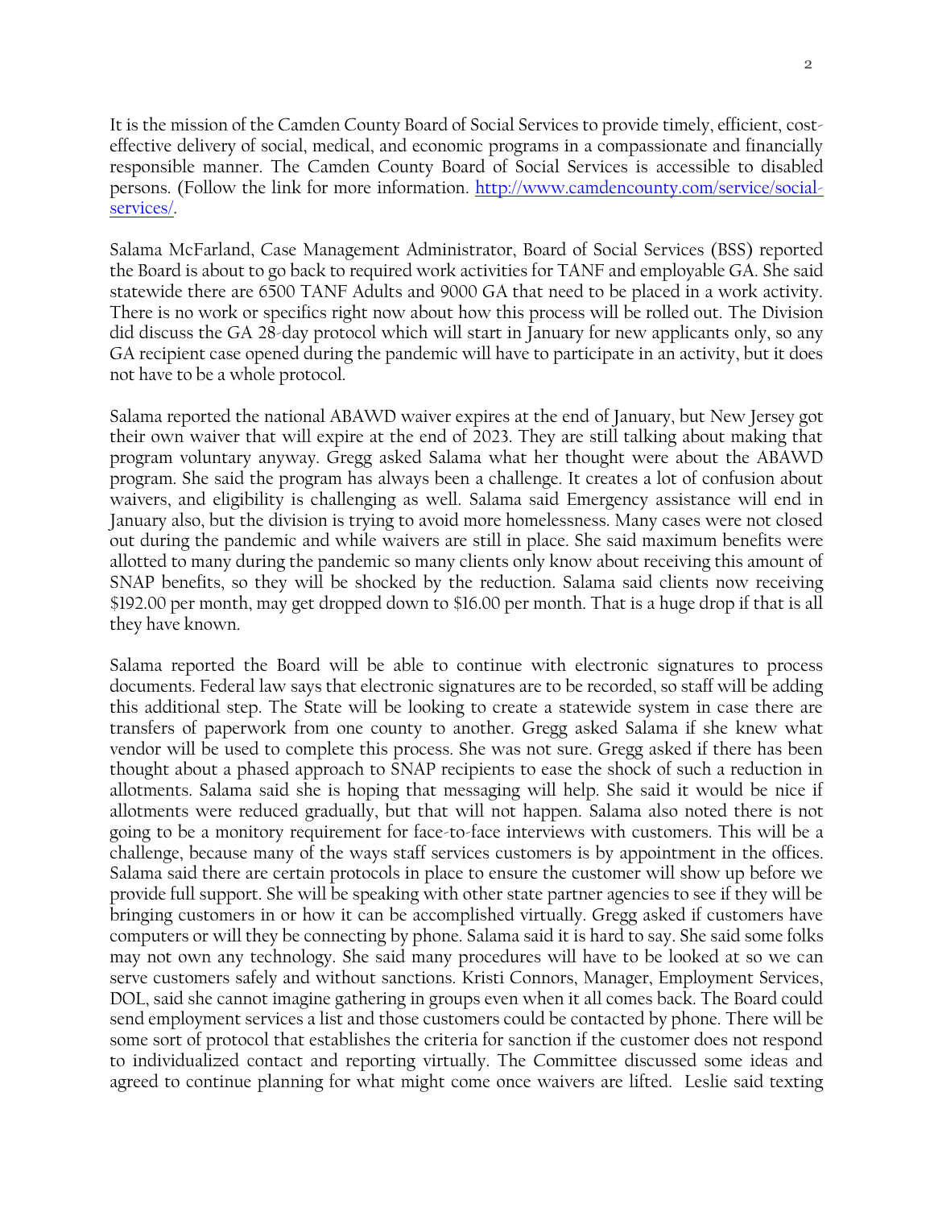It is the mission of the Camden County Board of Social Services to provide timely, efficient, cost-effective delivery of social, medical, and economic programs in a compassionate and financially responsible manner. The Camden County Board of Social Services is accessible to disabled persons. (Follow the link for more information. [http://www.camdencounty.com/service/social-services/](http://www.camdencounty.com/service/social-services/).

Salama McFarland, Case Management Administrator, Board of Social Services (BSS) reported the Board is about to go back to required work activities for TANF and employable GA. She said statewide there are 6500 TANF Adults and 9000 GA that need to be placed in a work activity. There is no work or specifics right now about how this process will be rolled out. The Division did discuss the GA 28-day protocol which will start in January for new applicants only, so any GA recipient case opened during the pandemic will have to participate in an activity, but it does not have to be a whole protocol.

Salama reported the national ABAWD waiver expires at the end of January, but New Jersey got their own waiver that will expire at the end of 2023. They are still talking about making that program voluntary anyway. Gregg asked Salama what her thought were about the ABAWD program. She said the program has always been a challenge. It creates a lot of confusion about waivers, and eligibility is challenging as well. Salama said Emergency assistance will end in January also, but the division is trying to avoid more homelessness. Many cases were not closed out during the pandemic and while waivers are still in place. She said maximum benefits were allotted to many during the pandemic so many clients only know about receiving this amount of SNAP benefits, so they will be shocked by the reduction. Salama said clients now receiving $192.00 per month, may get dropped down to $16.00 per month. That is a huge drop if that is all they have known.

Salama reported the Board will be able to continue with electronic signatures to process documents. Federal law says that electronic signatures are to be recorded, so staff will be adding this additional step. The State will be looking to create a statewide system in case there are transfers of paperwork from one county to another. Gregg asked Salama if she knew what vendor will be used to complete this process. She was not sure. Gregg asked if there has been thought about a phased approach to SNAP recipients to ease the shock of such a reduction in allotments. Salama said she is hoping that messaging will help. She said it would be nice if allotments were reduced gradually, but that will not happen. Salama also noted there is not going to be a monitory requirement for face-to-face interviews with customers. This will be a challenge, because many of the ways staff services customers is by appointment in the offices. Salama said there are certain protocols in place to ensure the customer will show up before we provide full support. She will be speaking with other state partner agencies to see if they will be bringing customers in or how it can be accomplished virtually. Gregg asked if customers have computers or will they be connecting by phone. Salama said it is hard to say. She said some folks may not own any technology. She said many procedures will have to be looked at so we can serve customers safely and without sanctions. Kristi Connors, Manager, Employment Services, DOL, said she cannot imagine gathering in groups even when it all comes back. The Board could send employment services a list and those customers could be contacted by phone. There will be some sort of protocol that establishes the criteria for sanction if the customer does not respond to individualized contact and reporting virtually. The Committee discussed some ideas and agreed to continue planning for what might come once waivers are lifted. Leslie said texting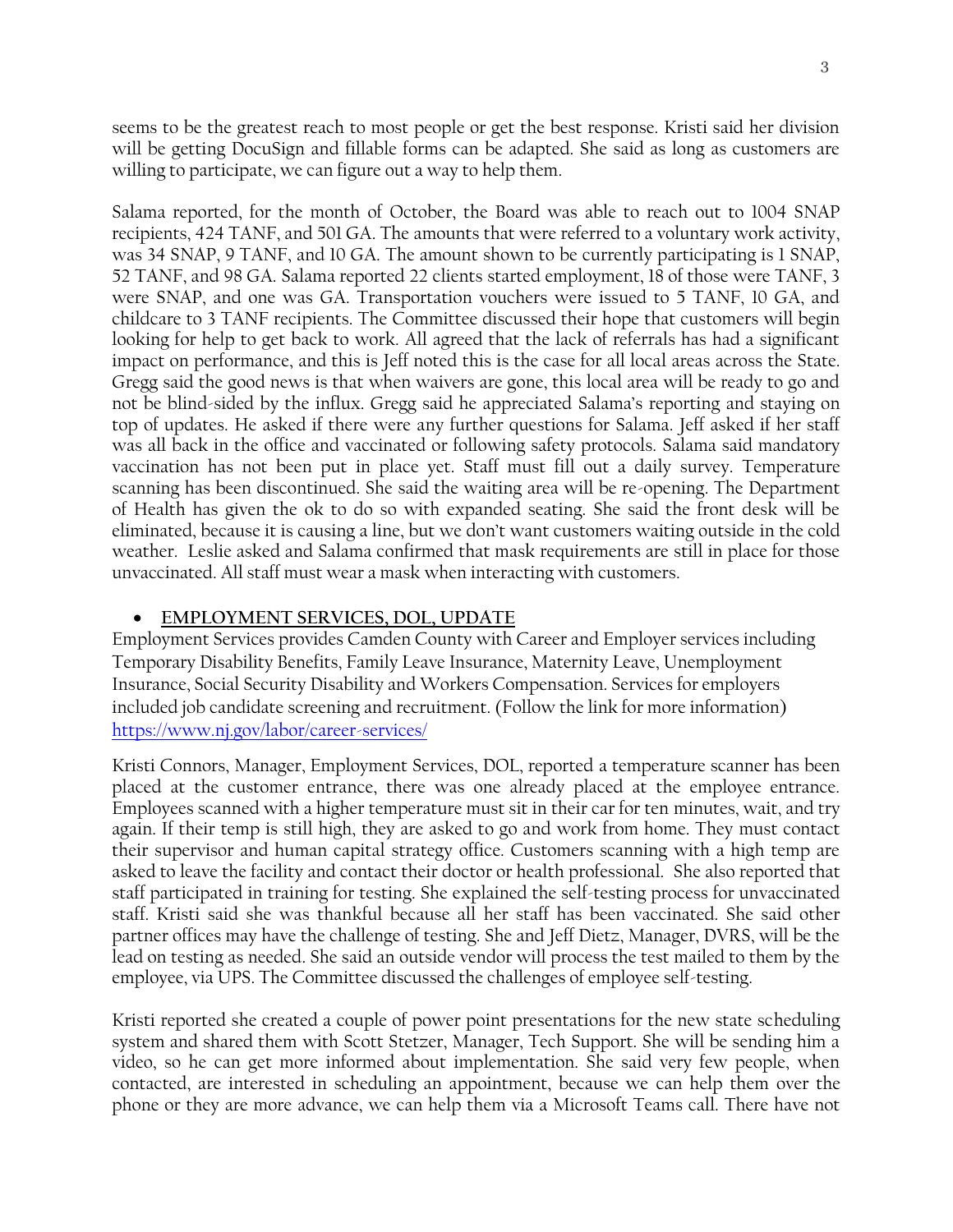seems to be the greatest reach to most people or get the best response. Kristi said her division will be getting DocuSign and fillable forms can be adapted. She said as long as customers are willing to participate, we can figure out a way to help them.

Salama reported, for the month of October, the Board was able to reach out to 1004 SNAP recipients, 424 TANF, and 501 GA. The amounts that were referred to a voluntary work activity, was 34 SNAP, 9 TANF, and 10 GA. The amount shown to be currently participating is 1 SNAP, 52 TANF, and 98 GA. Salama reported 22 clients started employment, 18 of those were TANF, 3 were SNAP, and one was GA. Transportation vouchers were issued to 5 TANF, 10 GA, and childcare to 3 TANF recipients. The Committee discussed their hope that customers will begin looking for help to get back to work. All agreed that the lack of referrals has had a significant impact on performance, and this is Jeff noted this is the case for all local areas across the State. Gregg said the good news is that when waivers are gone, this local area will be ready to go and not be blind-sided by the influx. Gregg said he appreciated Salama's reporting and staying on top of updates. He asked if there were any further questions for Salama. Jeff asked if her staff was all back in the office and vaccinated or following safety protocols. Salama said mandatory vaccination has not been put in place yet. Staff must fill out a daily survey. Temperature scanning has been discontinued. She said the waiting area will be re-opening. The Department of Health has given the ok to do so with expanded seating. She said the front desk will be eliminated, because it is causing a line, but we don't want customers waiting outside in the cold weather. Leslie asked and Salama confirmed that mask requirements are still in place for those unvaccinated. All staff must wear a mask when interacting with customers.

- **EMPLOYMENT SERVICES, DOL, UPDATE**

Employment Services provides Camden County with Career and Employer services including Temporary Disability Benefits, Family Leave Insurance, Maternity Leave, Unemployment Insurance, Social Security Disability and Workers Compensation. Services for employers included job candidate screening and recruitment. (Follow the link for more information) https://www.nj.gov/labor/career-services/

Kristi Connors, Manager, Employment Services, DOL, reported a temperature scanner has been placed at the customer entrance, there was one already placed at the employee entrance. Employees scanned with a higher temperature must sit in their car for ten minutes, wait, and try again. If their temp is still high, they are asked to go and work from home. They must contact their supervisor and human capital strategy office. Customers scanning with a high temp are asked to leave the facility and contact their doctor or health professional. She also reported that staff participated in training for testing. She explained the self-testing process for unvaccinated staff. Kristi said she was thankful because all her staff has been vaccinated. She said other partner offices may have the challenge of testing. She and Jeff Dietz, Manager, DVRS, will be the lead on testing as needed. She said an outside vendor will process the test mailed to them by the employee, via UPS. The Committee discussed the challenges of employee self-testing.

Kristi reported she created a couple of power point presentations for the new state scheduling system and shared them with Scott Stetzer, Manager, Tech Support. She will be sending him a video, so he can get more informed about implementation. She said very few people, when contacted, are interested in scheduling an appointment, because we can help them over the phone or they are more advance, we can help them via a Microsoft Teams call. There have not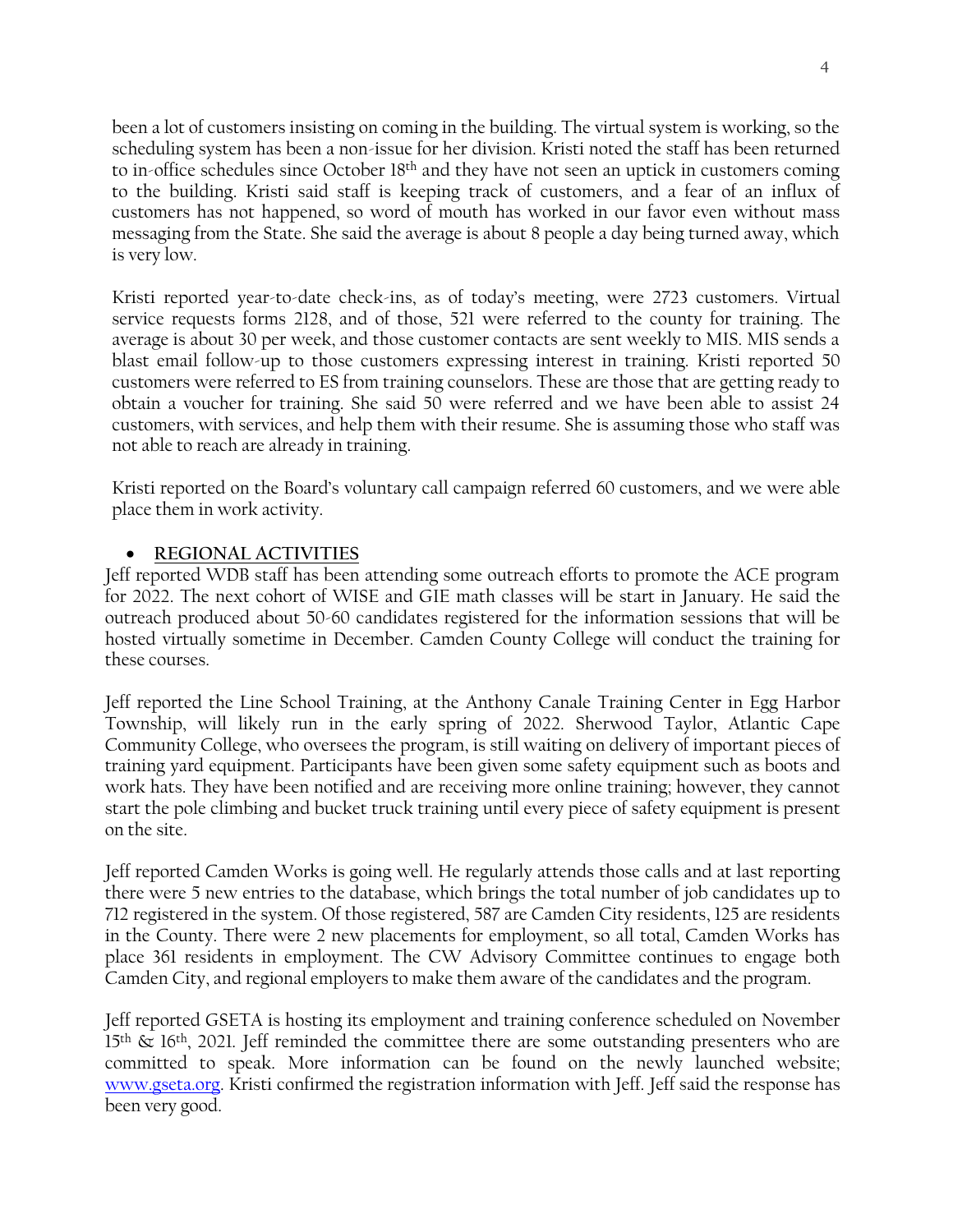been a lot of customers insisting on coming in the building. The virtual system is working, so the scheduling system has been a non-issue for her division. Kristi noted the staff has been returned to in-office schedules since October 18th and they have not seen an uptick in customers coming to the building. Kristi said staff is keeping track of customers, and a fear of an influx of customers has not happened, so word of mouth has worked in our favor even without mass messaging from the State. She said the average is about 8 people a day being turned away, which is very low.

Kristi reported year-to-date check-ins, as of today's meeting, were 2723 customers. Virtual service requests forms 2128, and of those, 521 were referred to the county for training. The average is about 30 per week, and those customer contacts are sent weekly to MIS. MIS sends a blast email follow-up to those customers expressing interest in training. Kristi reported 50 customers were referred to ES from training counselors. These are those that are getting ready to obtain a voucher for training. She said 50 were referred and we have been able to assist 24 customers, with services, and help them with their resume. She is assuming those who staff was not able to reach are already in training.

Kristi reported on the Board's voluntary call campaign referred 60 customers, and we were able place them in work activity.

- **REGIONAL ACTIVITIES**

Jeff reported WDB staff has been attending some outreach efforts to promote the ACE program for 2022. The next cohort of WISE and GIE math classes will be start in January. He said the outreach produced about 50-60 candidates registered for the information sessions that will be hosted virtually sometime in December. Camden County College will conduct the training for these courses.

Jeff reported the Line School Training, at the Anthony Canale Training Center in Egg Harbor Township, will likely run in the early spring of 2022. Sherwood Taylor, Atlantic Cape Community College, who oversees the program, is still waiting on delivery of important pieces of training yard equipment. Participants have been given some safety equipment such as boots and work hats. They have been notified and are receiving more online training; however, they cannot start the pole climbing and bucket truck training until every piece of safety equipment is present on the site.

Jeff reported Camden Works is going well. He regularly attends those calls and at last reporting there were 5 new entries to the database, which brings the total number of job candidates up to 712 registered in the system. Of those registered, 587 are Camden City residents, 125 are residents in the County. There were 2 new placements for employment, so all total, Camden Works has place 361 residents in employment. The CW Advisory Committee continues to engage both Camden City, and regional employers to make them aware of the candidates and the program.

Jeff reported GSETA is hosting its employment and training conference scheduled on November 15th & 16th, 2021. Jeff reminded the committee there are some outstanding presenters who are committed to speak. More information can be found on the newly launched website; www.gseta.org. Kristi confirmed the registration information with Jeff. Jeff said the response has been very good.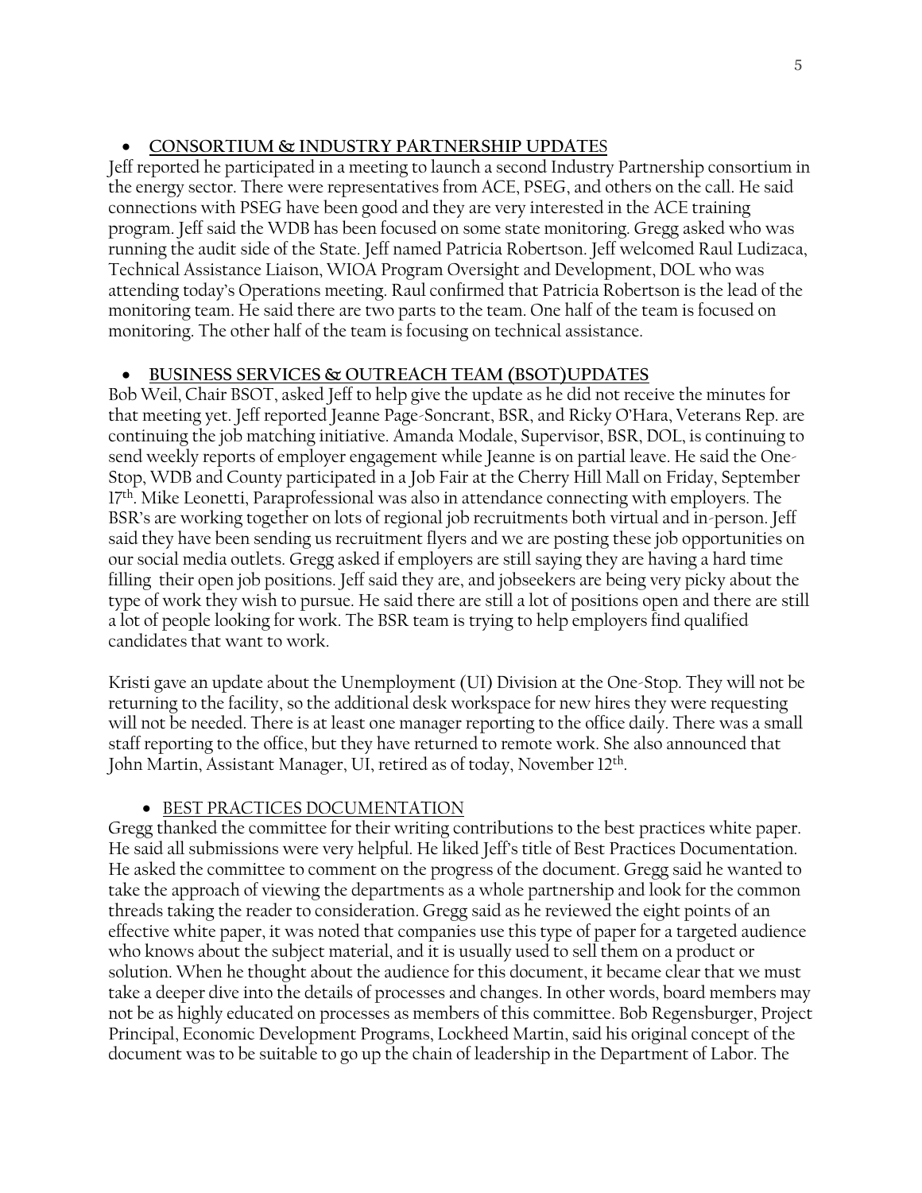- **CONSORTIUM & INDUSTRY PARTNERSHIP UPDATES**

Jeff reported he participated in a meeting to launch a second Industry Partnership consortium in the energy sector. There were representatives from ACE, PSEG, and others on the call. He said connections with PSEG have been good and they are very interested in the ACE training program. Jeff said the WDB has been focused on some state monitoring. Gregg asked who was running the audit side of the State. Jeff named Patricia Robertson. Jeff welcomed Raul Ludizaca, Technical Assistance Liaison, WIOA Program Oversight and Development, DOL who was attending today's Operations meeting. Raul confirmed that Patricia Robertson is the lead of the monitoring team. He said there are two parts to the team. One half of the team is focused on monitoring. The other half of the team is focusing on technical assistance.

- **BUSINESS SERVICES & OUTREACH TEAM (BSOT)UPDATES**

Bob Weil, Chair BSOT, asked Jeff to help give the update as he did not receive the minutes for that meeting yet. Jeff reported Jeanne Page-Soncrant, BSR, and Ricky O'Hara, Veterans Rep. are continuing the job matching initiative. Amanda Modale, Supervisor, BSR, DOL, is continuing to send weekly reports of employer engagement while Jeanne is on partial leave. He said the One-Stop, WDB and County participated in a Job Fair at the Cherry Hill Mall on Friday, September 17th. Mike Leonetti, Paraprofessional was also in attendance connecting with employers. The BSR's are working together on lots of regional job recruitments both virtual and in-person. Jeff said they have been sending us recruitment flyers and we are posting these job opportunities on our social media outlets. Gregg asked if employers are still saying they are having a hard time filling their open job positions. Jeff said they are, and jobseekers are being very picky about the type of work they wish to pursue. He said there are still a lot of positions open and there are still a lot of people looking for work. The BSR team is trying to help employers find qualified candidates that want to work.

Kristi gave an update about the Unemployment (UI) Division at the One-Stop. They will not be returning to the facility, so the additional desk workspace for new hires they were requesting will not be needed. There is at least one manager reporting to the office daily. There was a small staff reporting to the office, but they have returned to remote work. She also announced that John Martin, Assistant Manager, UI, retired as of today, November 12th.

- BEST PRACTICES DOCUMENTATION

Gregg thanked the committee for their writing contributions to the best practices white paper. He said all submissions were very helpful. He liked Jeff's title of Best Practices Documentation. He asked the committee to comment on the progress of the document. Gregg said he wanted to take the approach of viewing the departments as a whole partnership and look for the common threads taking the reader to consideration. Gregg said as he reviewed the eight points of an effective white paper, it was noted that companies use this type of paper for a targeted audience who knows about the subject material, and it is usually used to sell them on a product or solution. When he thought about the audience for this document, it became clear that we must take a deeper dive into the details of processes and changes. In other words, board members may not be as highly educated on processes as members of this committee. Bob Regensburger, Project Principal, Economic Development Programs, Lockheed Martin, said his original concept of the document was to be suitable to go up the chain of leadership in the Department of Labor. The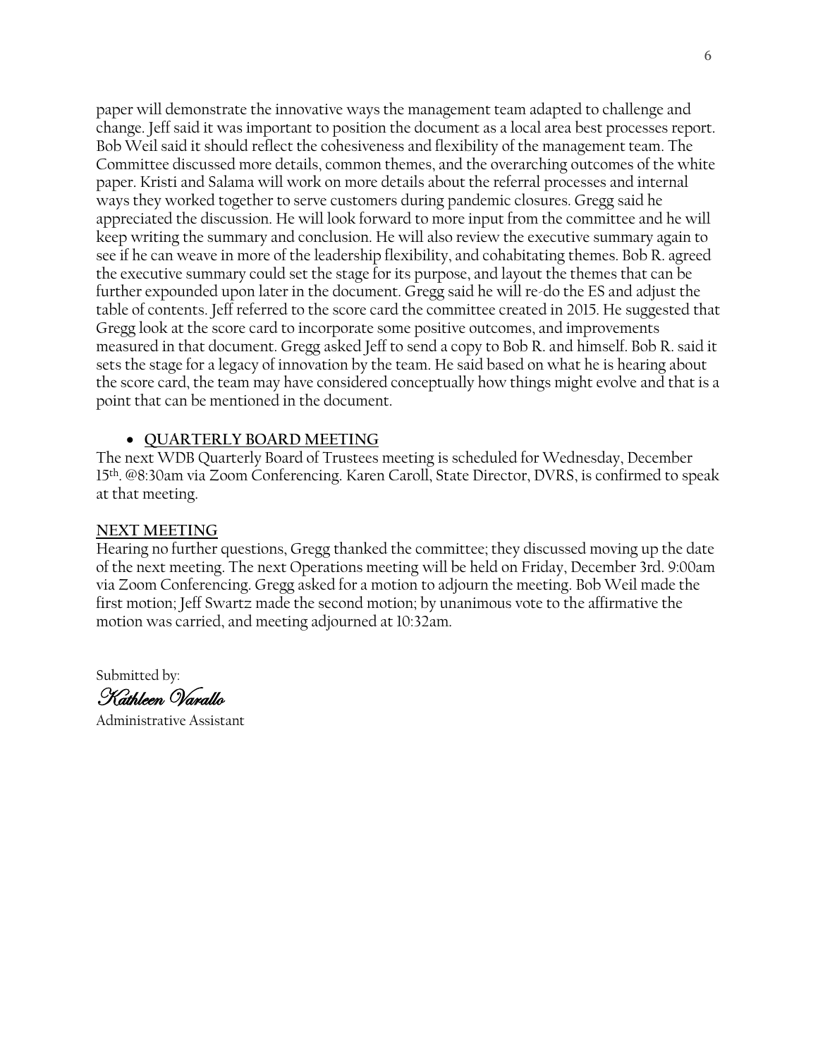paper will demonstrate the innovative ways the management team adapted to challenge and change. Jeff said it was important to position the document as a local area best processes report. Bob Weil said it should reflect the cohesiveness and flexibility of the management team. The Committee discussed more details, common themes, and the overarching outcomes of the white paper. Kristi and Salama will work on more details about the referral processes and internal ways they worked together to serve customers during pandemic closures. Gregg said he appreciated the discussion. He will look forward to more input from the committee and he will keep writing the summary and conclusion. He will also review the executive summary again to see if he can weave in more of the leadership flexibility, and cohabitating themes. Bob R. agreed the executive summary could set the stage for its purpose, and layout the themes that can be further expounded upon later in the document. Gregg said he will re-do the ES and adjust the table of contents. Jeff referred to the score card the committee created in 2015. He suggested that Gregg look at the score card to incorporate some positive outcomes, and improvements measured in that document. Gregg asked Jeff to send a copy to Bob R. and himself. Bob R. said it sets the stage for a legacy of innovation by the team. He said based on what he is hearing about the score card, the team may have considered conceptually how things might evolve and that is a point that can be mentioned in the document.

- **QUARTERLY BOARD MEETING**

The next WDB Quarterly Board of Trustees meeting is scheduled for Wednesday, December 15th. @8:30am via Zoom Conferencing. Karen Caroll, State Director, DVRS, is confirmed to speak at that meeting.

**NEXT MEETING**

Hearing no further questions, Gregg thanked the committee; they discussed moving up the date of the next meeting. The next Operations meeting will be held on Friday, December 3rd. 9:00am via Zoom Conferencing. Gregg asked for a motion to adjourn the meeting. Bob Weil made the first motion; Jeff Swartz made the second motion; by unanimous vote to the affirmative the motion was carried, and meeting adjourned at 10:32am.

Submitted by:

*Kathleen Varallo*

Administrative Assistant